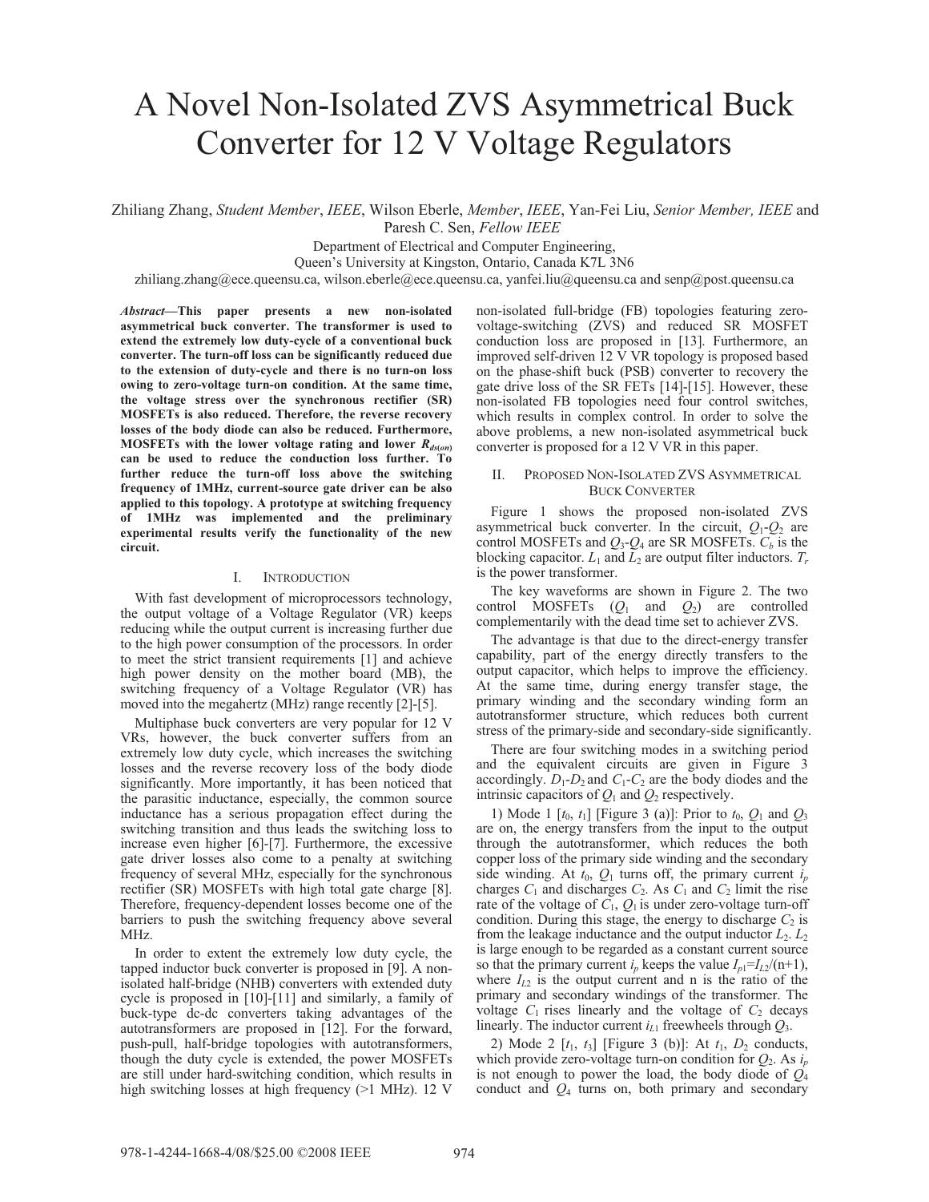# A Novel Non-Isolated ZVS Asymmetrical Buck Converter for 12 V Voltage Regulators

Zhiliang Zhang, *Student Member*, *IEEE*, Wilson Eberle, *Member*, *IEEE*, Yan-Fei Liu, *Senior Member, IEEE* and Paresh C. Sen, *Fellow IEEE*

Department of Electrical and Computer Engineering,
Queen's University at Kingston, Ontario, Canada K7L 3N6
zhiliang.zhang@ece.queensu.ca, wilson.eberle@ece.queensu.ca, yanfei.liu@queensu.ca and senp@post.queensu.ca

***Abstract*—This paper presents a new non-isolated asymmetrical buck converter. The transformer is used to extend the extremely low duty-cycle of a conventional buck converter. The turn-off loss can be significantly reduced due to the extension of duty-cycle and there is no turn-on loss owing to zero-voltage turn-on condition. At the same time, the voltage stress over the synchronous rectifier (SR) MOSFETs is also reduced. Therefore, the reverse recovery losses of the body diode can also be reduced. Furthermore, MOSFETs with the lower voltage rating and lower $R_{ds(on)}$ can be used to reduce the conduction loss further. To further reduce the turn-off loss above the switching frequency of 1MHz, current-source gate driver can be also applied to this topology. A prototype at switching frequency of 1MHz was implemented and the preliminary experimental results verify the functionality of the new circuit.**

## I. Introduction

With fast development of microprocessors technology, the output voltage of a Voltage Regulator (VR) keeps reducing while the output current is increasing further due to the high power consumption of the processors. In order to meet the strict transient requirements [1] and achieve high power density on the mother board (MB), the switching frequency of a Voltage Regulator (VR) has moved into the megahertz (MHz) range recently [2]-[5].

Multiphase buck converters are very popular for 12 V VRs, however, the buck converter suffers from an extremely low duty cycle, which increases the switching losses and the reverse recovery loss of the body diode significantly. More importantly, it has been noticed that the parasitic inductance, especially, the common source inductance has a serious propagation effect during the switching transition and thus leads the switching loss to increase even higher [6]-[7]. Furthermore, the excessive gate driver losses also come to a penalty at switching frequency of several MHz, especially for the synchronous rectifier (SR) MOSFETs with high total gate charge [8]. Therefore, frequency-dependent losses become one of the barriers to push the switching frequency above several MHz.

In order to extent the extremely low duty cycle, the tapped inductor buck converter is proposed in [9]. A non-isolated half-bridge (NHB) converters with extended duty cycle is proposed in [10]-[11] and similarly, a family of buck-type dc-dc converters taking advantages of the autotransformers are proposed in [12]. For the forward, push-pull, half-bridge topologies with autotransformers, though the duty cycle is extended, the power MOSFETs are still under hard-switching condition, which results in high switching losses at high frequency (>1 MHz). 12 V non-isolated full-bridge (FB) topologies featuring zero-voltage-switching (ZVS) and reduced SR MOSFET conduction loss are proposed in [13]. Furthermore, an improved self-driven 12 V VR topology is proposed based on the phase-shift buck (PSB) converter to recovery the gate drive loss of the SR FETs [14]-[15]. However, these non-isolated FB topologies need four control switches, which results in complex control. In order to solve the above problems, a new non-isolated asymmetrical buck converter is proposed for a 12 V VR in this paper.

## II. Proposed Non-Isolated ZVS Asymmetrical Buck Converter

Figure 1 shows the proposed non-isolated ZVS asymmetrical buck converter. In the circuit, $Q_1$-$Q_2$ are control MOSFETs and $Q_3$-$Q_4$ are SR MOSFETs. $C_b$ is the blocking capacitor. $L_1$ and $L_2$ are output filter inductors. $T_r$ is the power transformer.

The key waveforms are shown in Figure 2. The two control MOSFETs ($Q_1$ and $Q_2$) are controlled complementarily with the dead time set to achieve ZVS.

The advantage is that due to the direct-energy transfer capability, part of the energy directly transfers to the output capacitor, which helps to improve the efficiency. At the same time, during energy transfer stage, the primary winding and the secondary winding form an autotransformer structure, which reduces both current stress of the primary-side and secondary-side significantly.

There are four switching modes in a switching period and the equivalent circuits are given in Figure 3 accordingly. $D_1$-$D_2$ and $C_1$-$C_2$ are the body diodes and the intrinsic capacitors of $Q_1$ and $Q_2$ respectively.

1) Mode 1 [$t_0$, $t_1$] [Figure 3 (a)]: Prior to $t_0$, $Q_1$ and $Q_3$ are on, the energy transfers from the input to the output through the autotransformer, which reduces the both copper loss of the primary side winding and the secondary side winding. At $t_0$, $Q_1$ turns off, the primary current $i_p$ charges $C_1$ and discharges $C_2$. As $C_1$ and $C_2$ limit the rise rate of the voltage of $C_1$, $Q_1$ is under zero-voltage turn-off condition. During this stage, the energy to discharge $C_2$ is from the leakage inductance and the output inductor $L_2$. $L_2$ is large enough to be regarded as a constant current source so that the primary current $i_p$ keeps the value $I_{p1}=I_{L2}/(n+1)$, where $I_{L2}$ is the output current and n is the ratio of the primary and secondary windings of the transformer. The voltage $C_1$ rises linearly and the voltage of $C_2$ decays linearly. The inductor current $i_{L1}$ freewheels through $Q_3$.

2) Mode 2 [$t_1$, $t_3$] [Figure 3 (b)]: At $t_1$, $D_2$ conducts, which provide zero-voltage turn-on condition for $Q_2$. As $i_p$ is not enough to power the load, the body diode of $Q_4$ conduct and $Q_4$ turns on, both primary and secondary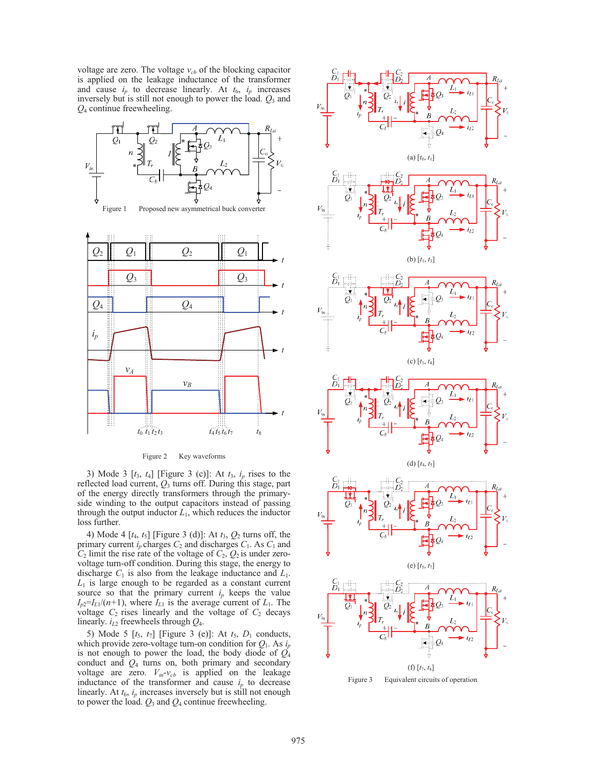voltage are zero. The voltage $v_{cb}$ of the blocking capacitor is applied on the leakage inductance of the transformer and cause $i_p$ to decrease linearly. At $t_6$, $i_p$ increases inversely but is still not enough to power the load. $Q_3$ and $Q_4$ continue freewheeling.

Figure 1 Proposed new asymmetrical buck converter

Figure 2 Key waveforms

3) Mode 3 [$t_3$, $t_4$] [Figure 3 (c)]: At $t_3$, $i_p$ rises to the reflected load current, $Q_3$ turns off. During this stage, part of the energy directly transformers through the primary-side winding to the output capacitors instead of passing through the output inductor $L_1$, which reduces the inductor loss further.

4) Mode 4 [$t_4$, $t_5$] [Figure 3 (d)]: At $t_5$, $Q_2$ turns off, the primary current $i_p$ charges $C_2$ and discharges $C_1$. As $C_1$ and $C_2$ limit the rise rate of the voltage of $C_2$, $Q_2$ is under zero-voltage turn-off condition. During this stage, the energy to discharge $C_1$ is also from the leakage inductance and $L_1$. $L_1$ is large enough to be regarded as a constant current source so that the primary current $i_p$ keeps the value $I_{p2}=I_{L1}/(n+1)$, where $I_{L1}$ is the average current of $L_1$. The voltage $C_2$ rises linearly and the voltage of $C_2$ decays linearly. $i_{L2}$ freewheels through $Q_4$.

5) Mode 5 [$t_5$, $t_7$] [Figure 3 (e)]: At $t_5$, $D_1$ conducts, which provide zero-voltage turn-on condition for $Q_1$. As $i_p$ is not enough to power the load, the body diode of $Q_4$ conduct and $Q_4$ turns on, both primary and secondary voltage are zero. $V_{in}$-$v_{cb}$ is applied on the leakage inductance of the transformer and cause $i_p$ to decrease linearly. At $t_6$, $i_p$ increases inversely but is still not enough to power the load. $Q_3$ and $Q_4$ continue freewheeling.

(a) [$t_0$, $t_1$]

(b) [$t_1$, $t_3$]

(c) [$t_3$, $t_4$]

(d) [$t_4$, $t_5$]

(e) [$t_5$, $t_7$]

(f) [$t_7$, $t_8$]

Figure 3 Equivalent circuits of operation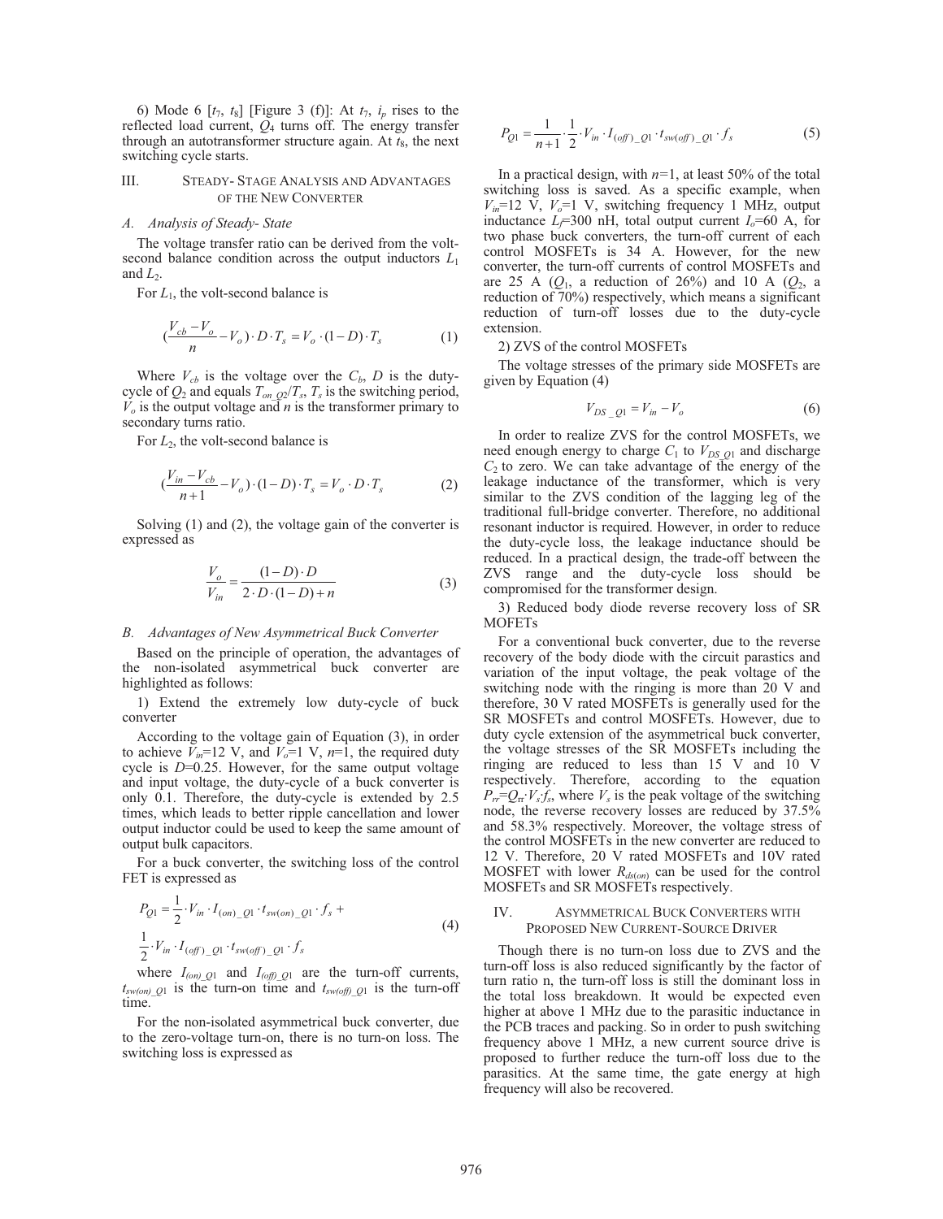6) Mode 6 [$t_7$, $t_8$] [Figure 3 (f)]: At $t_7$, $i_p$ rises to the reflected load current, $Q_4$ turns off. The energy transfer through an autotransformer structure again. At $t_8$, the next switching cycle starts.

## III. Steady- Stage Analysis and Advantages of the New Converter

### A. Analysis of Steady- State

The voltage transfer ratio can be derived from the volt-second balance condition across the output inductors $L_1$ and $L_2$.

For $L_1$, the volt-second balance is

$$(\frac{V_{cb}-V_o}{n}-V_o)\cdot D\cdot T_s = V_o\cdot(1-D)\cdot T_s \tag{1}$$

Where $V_{cb}$ is the voltage over the $C_b$, $D$ is the duty-cycle of $Q_2$ and equals $T_{on\_Q2}/T_s$, $T_s$ is the switching period, $V_o$ is the output voltage and $n$ is the transformer primary to secondary turns ratio.

For $L_2$, the volt-second balance is

$$(\frac{V_{in}-V_{cb}}{n+1}-V_o)\cdot(1-D)\cdot T_s = V_o\cdot D\cdot T_s \tag{2}$$

Solving (1) and (2), the voltage gain of the converter is expressed as

$$\frac{V_o}{V_{in}} = \frac{(1-D)\cdot D}{2\cdot D\cdot(1-D)+n} \tag{3}$$

### B. Advantages of New Asymmetrical Buck Converter

Based on the principle of operation, the advantages of the non-isolated asymmetrical buck converter are highlighted as follows:

1) Extend the extremely low duty-cycle of buck converter

According to the voltage gain of Equation (3), in order to achieve $V_{in}$=12 V, and $V_o$=1 V, $n$=1, the required duty cycle is $D$=0.25. However, for the same output voltage and input voltage, the duty-cycle of a buck converter is only 0.1. Therefore, the duty-cycle is extended by 2.5 times, which leads to better ripple cancellation and lower output inductor could be used to keep the same amount of output bulk capacitors.

For a buck converter, the switching loss of the control FET is expressed as

$$P_{Q1} = \frac{1}{2}\cdot V_{in}\cdot I_{(on)\_Q1}\cdot t_{sw(on)\_Q1}\cdot f_s + \frac{1}{2}\cdot V_{in}\cdot I_{(off)\_Q1}\cdot t_{sw(off)\_Q1}\cdot f_s \tag{4}$$

where $I_{(on)\_Q1}$ and $I_{(off)\_Q1}$ are the turn-off currents, $t_{sw(on)\_Q1}$ is the turn-on time and $t_{sw(off)\_Q1}$ is the turn-off time.

For the non-isolated asymmetrical buck converter, due to the zero-voltage turn-on, there is no turn-on loss. The switching loss is expressed as

$$P_{Q1} = \frac{1}{n+1}\cdot\frac{1}{2}\cdot V_{in}\cdot I_{(off)\_Q1}\cdot t_{sw(off)\_Q1}\cdot f_s \tag{5}$$

In a practical design, with $n$=1, at least 50% of the total switching loss is saved. As a specific example, when $V_{in}$=12 V, $V_o$=1 V, switching frequency 1 MHz, output inductance $L_f$=300 nH, total output current $I_o$=60 A, for two phase buck converters, the turn-off current of each control MOSFETs is 34 A. However, for the new converter, the turn-off currents of control MOSFETs and are 25 A ($Q_1$, a reduction of 26%) and 10 A ($Q_2$, a reduction of 70%) respectively, which means a significant reduction of turn-off losses due to the duty-cycle extension.

2) ZVS of the control MOSFETs

The voltage stresses of the primary side MOSFETs are given by Equation (4)

$$V_{DS\_Q1} = V_{in} - V_o \tag{6}$$

In order to realize ZVS for the control MOSFETs, we need enough energy to charge $C_1$ to $V_{DS\_Q1}$ and discharge $C_2$ to zero. We can take advantage of the energy of the leakage inductance of the transformer, which is very similar to the ZVS condition of the lagging leg of the traditional full-bridge converter. Therefore, no additional resonant inductor is required. However, in order to reduce the duty-cycle loss, the leakage inductance should be reduced. In a practical design, the trade-off between the ZVS range and the duty-cycle loss should be compromised for the transformer design.

3) Reduced body diode reverse recovery loss of SR MOFETs

For a conventional buck converter, due to the reverse recovery of the body diode with the circuit parastics and variation of the input voltage, the peak voltage of the switching node with the ringing is more than 20 V and therefore, 30 V rated MOSFETs is generally used for the SR MOSFETs and control MOSFETs. However, due to duty cycle extension of the asymmetrical buck converter, the voltage stresses of the SR MOSFETs including the ringing are reduced to less than 15 V and 10 V respectively. Therefore, according to the equation $P_{rr}$=$Q_{rr}\cdot V_s\cdot f_s$, where $V_s$ is the peak voltage of the switching node, the reverse recovery losses are reduced by 37.5% and 58.3% respectively. Moreover, the voltage stress of the control MOSFETs in the new converter are reduced to 12 V. Therefore, 20 V rated MOSFETs and 10V rated MOSFET with lower $R_{ds(on)}$ can be used for the control MOSFETs and SR MOSFETs respectively.

## IV. Asymmetrical Buck Converters with Proposed New Current-Source Driver

Though there is no turn-on loss due to ZVS and the turn-off loss is also reduced significantly by the factor of turn ratio n, the turn-off loss is still the dominant loss in the total loss breakdown. It would be expected even higher at above 1 MHz due to the parasitic inductance in the PCB traces and packing. So in order to push switching frequency above 1 MHz, a new current source drive is proposed to further reduce the turn-off loss due to the parasitics. At the same time, the gate energy at high frequency will also be recovered.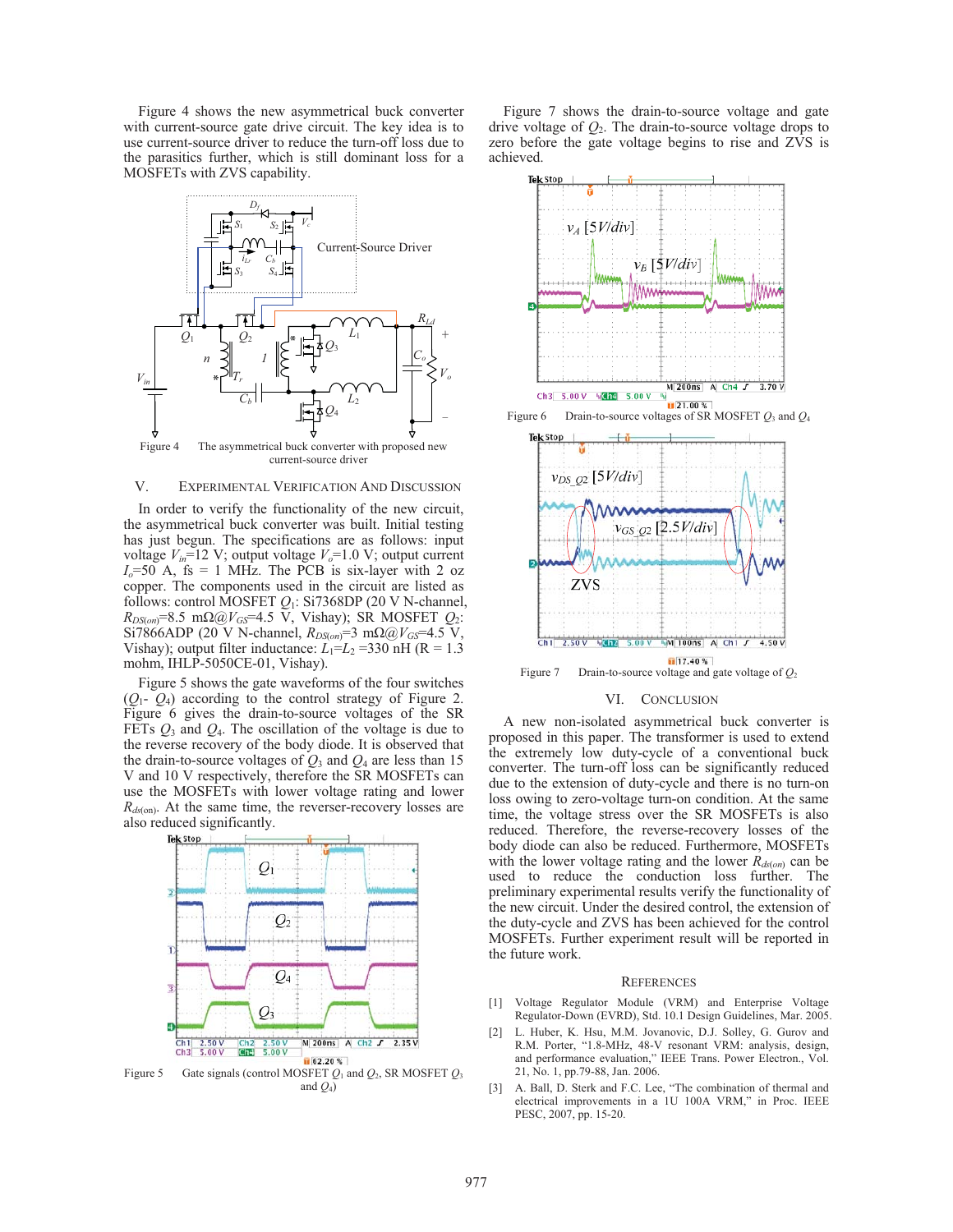Figure 4 shows the new asymmetrical buck converter with current-source gate drive circuit. The key idea is to use current-source driver to reduce the turn-off loss due to the parasitics further, which is still dominant loss for a MOSFETs with ZVS capability.

Figure 4 The asymmetrical buck converter with proposed new current-source driver

## V. Experimental Verification and Discussion

In order to verify the functionality of the new circuit, the asymmetrical buck converter was built. Initial testing has just begun. The specifications are as follows: input voltage $V_{in}$=12 V; output voltage $V_o$=1.0 V; output current $I_o$=50 A, fs = 1 MHz. The PCB is six-layer with 2 oz copper. The components used in the circuit are listed as follows: control MOSFET $Q_1$: Si7368DP (20 V N-channel, $R_{DS(on)}$=8.5 m$\Omega$@$V_{GS}$=4.5 V, Vishay); SR MOSFET $Q_2$: Si7866ADP (20 V N-channel, $R_{DS(on)}$=3 m$\Omega$@$V_{GS}$=4.5 V, Vishay); output filter inductance: $L_1$=$L_2$ =330 nH (R = 1.3 mohm, IHLP-5050CE-01, Vishay).

Figure 5 shows the gate waveforms of the four switches ($Q_1$- $Q_4$) according to the control strategy of Figure 2. Figure 6 gives the drain-to-source voltages of the SR FETs $Q_3$ and $Q_4$. The oscillation of the voltage is due to the reverse recovery of the body diode. It is observed that the drain-to-source voltages of $Q_3$ and $Q_4$ are less than 15 V and 10 V respectively, therefore the SR MOSFETs can use the MOSFETs with lower voltage rating and lower $R_{ds(on)}$. At the same time, the reverser-recovery losses are also reduced significantly.

Figure 5 Gate signals (control MOSFET $Q_1$ and $Q_2$, SR MOSFET $Q_3$ and $Q_4$)

Figure 7 shows the drain-to-source voltage and gate drive voltage of $Q_2$. The drain-to-source voltage drops to zero before the gate voltage begins to rise and ZVS is achieved.

Figure 6 Drain-to-source voltages of SR MOSFET $Q_3$ and $Q_4$

Figure 7 Drain-to-source voltage and gate voltage of $Q_2$

## VI. Conclusion

A new non-isolated asymmetrical buck converter is proposed in this paper. The transformer is used to extend the extremely low duty-cycle of a conventional buck converter. The turn-off loss can be significantly reduced due to the extension of duty-cycle and there is no turn-on loss owing to zero-voltage turn-on condition. At the same time, the voltage stress over the SR MOSFETs is also reduced. Therefore, the reverse-recovery losses of the body diode can also be reduced. Furthermore, MOSFETs with the lower voltage rating and the lower $R_{ds(on)}$ can be used to reduce the conduction loss further. The preliminary experimental results verify the functionality of the new circuit. Under the desired control, the extension of the duty-cycle and ZVS has been achieved for the control MOSFETs. Further experiment result will be reported in the future work.

## References

[1] Voltage Regulator Module (VRM) and Enterprise Voltage Regulator-Down (EVRD), Std. 10.1 Design Guidelines, Mar. 2005.

[2] L. Huber, K. Hsu, M.M. Jovanovic, D.J. Solley, G. Gurov and R.M. Porter, "1.8-MHz, 48-V resonant VRM: analysis, design, and performance evaluation," IEEE Trans. Power Electron., Vol. 21, No. 1, pp.79-88, Jan. 2006.

[3] A. Ball, D. Sterk and F.C. Lee, "The combination of thermal and electrical improvements in a 1U 100A VRM," in Proc. IEEE PESC, 2007, pp. 15-20.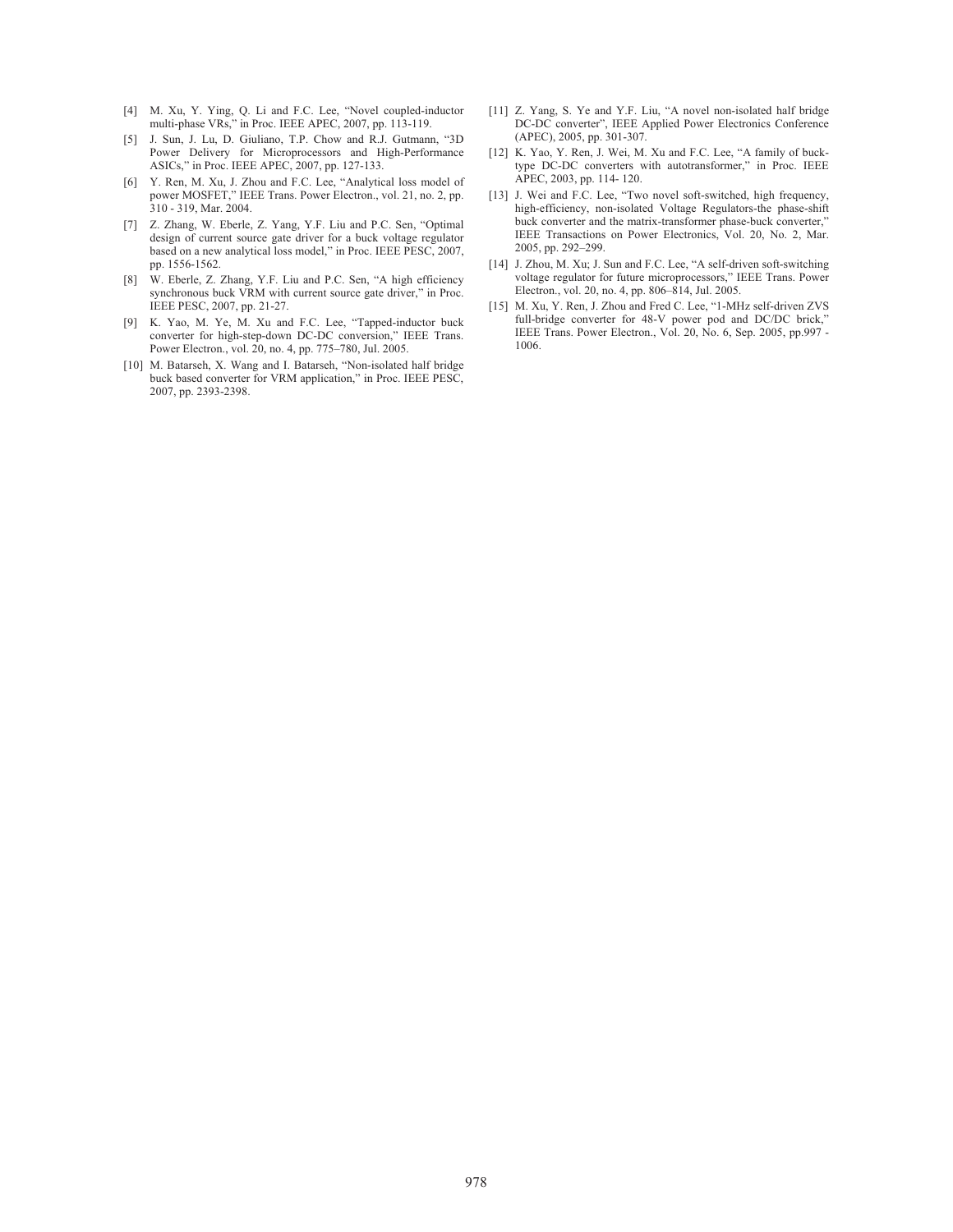[4] M. Xu, Y. Ying, Q. Li and F.C. Lee, "Novel coupled-inductor multi-phase VRs," in Proc. IEEE APEC, 2007, pp. 113-119.

[5] J. Sun, J. Lu, D. Giuliano, T.P. Chow and R.J. Gutmann, "3D Power Delivery for Microprocessors and High-Performance ASICs," in Proc. IEEE APEC, 2007, pp. 127-133.

[6] Y. Ren, M. Xu, J. Zhou and F.C. Lee, "Analytical loss model of power MOSFET," IEEE Trans. Power Electron., vol. 21, no. 2, pp. 310 - 319, Mar. 2004.

[7] Z. Zhang, W. Eberle, Z. Yang, Y.F. Liu and P.C. Sen, "Optimal design of current source gate driver for a buck voltage regulator based on a new analytical loss model," in Proc. IEEE PESC, 2007, pp. 1556-1562.

[8] W. Eberle, Z. Zhang, Y.F. Liu and P.C. Sen, "A high efficiency synchronous buck VRM with current source gate driver," in Proc. IEEE PESC, 2007, pp. 21-27.

[9] K. Yao, M. Ye, M. Xu and F.C. Lee, "Tapped-inductor buck converter for high-step-down DC-DC conversion," IEEE Trans. Power Electron., vol. 20, no. 4, pp. 775–780, Jul. 2005.

[10] M. Batarseh, X. Wang and I. Batarseh, "Non-isolated half bridge buck based converter for VRM application," in Proc. IEEE PESC, 2007, pp. 2393-2398.

[11] Z. Yang, S. Ye and Y.F. Liu, "A novel non-isolated half bridge DC-DC converter", IEEE Applied Power Electronics Conference (APEC), 2005, pp. 301-307.

[12] K. Yao, Y. Ren, J. Wei, M. Xu and F.C. Lee, "A family of buck-type DC-DC converters with autotransformer," in Proc. IEEE APEC, 2003, pp. 114- 120.

[13] J. Wei and F.C. Lee, "Two novel soft-switched, high frequency, high-efficiency, non-isolated Voltage Regulators-the phase-shift buck converter and the matrix-transformer phase-buck converter," IEEE Transactions on Power Electronics, Vol. 20, No. 2, Mar. 2005, pp. 292–299.

[14] J. Zhou, M. Xu; J. Sun and F.C. Lee, "A self-driven soft-switching voltage regulator for future microprocessors," IEEE Trans. Power Electron., vol. 20, no. 4, pp. 806–814, Jul. 2005.

[15] M. Xu, Y. Ren, J. Zhou and Fred C. Lee, "1-MHz self-driven ZVS full-bridge converter for 48-V power pod and DC/DC brick," IEEE Trans. Power Electron., Vol. 20, No. 6, Sep. 2005, pp.997 - 1006.